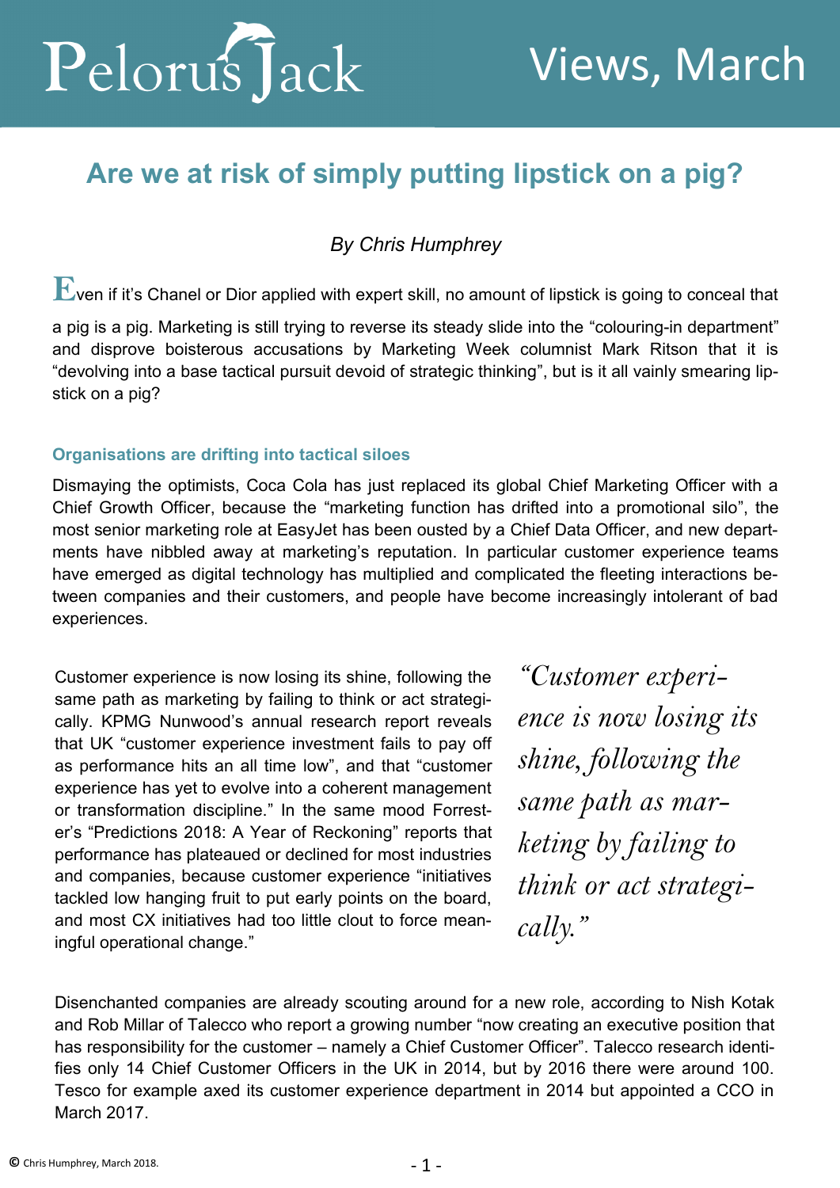# Are we at risk of simply putting lipstick on a pig?

*By Chris Humphrey*

Even if it's Chanel or Dior applied with expert skill, no amount of lipstick is going to conceal that a pig is a pig. Marketing is still trying to reverse its steady slide into the "colouring-in department" and disprove boisterous accusations by Marketing Week columnist Mark Ritson that it is "devolving into a base tactical pursuit devoid of strategic thinking", but is it all vainly smearing lipstick on a pig?

### Organisations are drifting into tactical siloes

Dismaying the optimists, Coca Cola has just replaced its global Chief Marketing Officer with a Chief Growth Officer, because the "marketing function has drifted into a promotional silo", the most senior marketing role at EasyJet has been ousted by a Chief Data Officer, and new departments have nibbled away at marketing's reputation. In particular customer experience teams have emerged as digital technology has multiplied and complicated the fleeting interactions between companies and their customers, and people have become increasingly intolerant of bad experiences.

Customer experience is now losing its shine, following the same path as marketing by failing to think or act strategically. KPMG Nunwood's annual research report reveals that UK "customer experience investment fails to pay off as performance hits an all time low", and that "customer experience has yet to evolve into a coherent management or transformation discipline." In the same mood Forrester's "Predictions 2018: A Year of Reckoning" reports that performance has plateaued or declined for most industries and companies, because customer experience "initiatives tackled low hanging fruit to put early points on the board, and most CX initiatives had too little clout to force meaningful operational change."

> *"Customer experience is now losing its shine, following the same path as marketing by failing to think or act strategically."*

Disenchanted companies are already scouting around for a new role, according to Nish Kotak and Rob Millar of Talecco who report a growing number "now creating an executive position that has responsibility for the customer – namely a Chief Customer Officer". Talecco research identifies only 14 Chief Customer Officers in the UK in 2014, but by 2016 there were around 100. Tesco for example axed its customer experience department in 2014 but appointed a CCO in March 2017.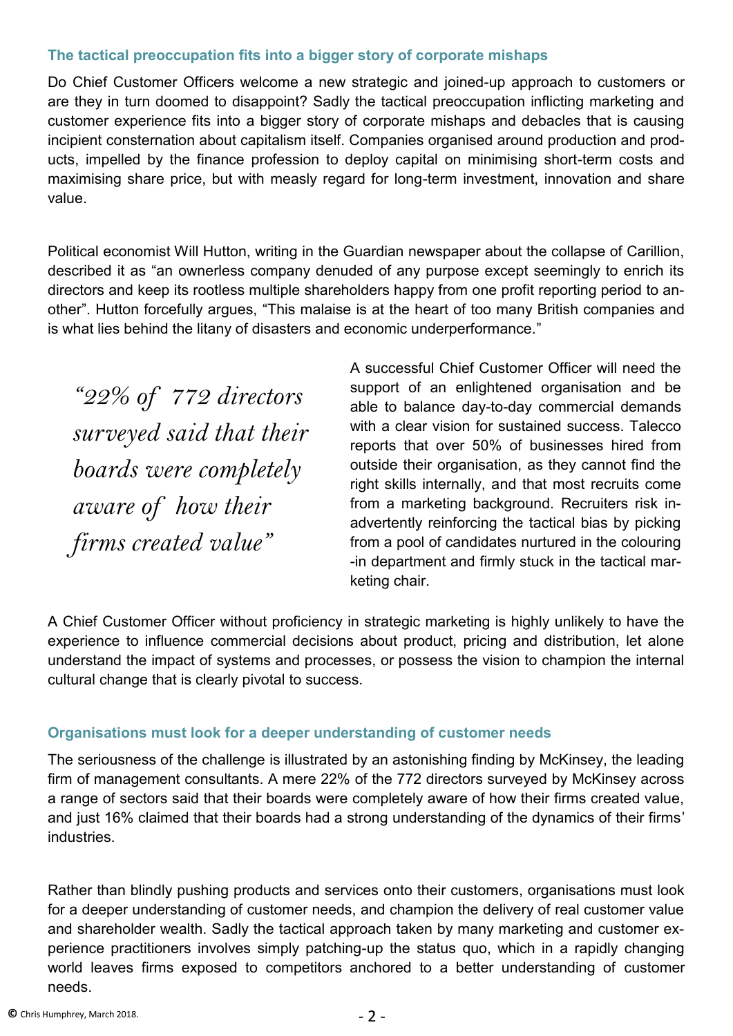## The tactical preoccupation fits into a bigger story of corporate mishaps

Do Chief Customer Officers welcome a new strategic and joined-up approach to customers or are they in turn doomed to disappoint? Sadly the tactical preoccupation inflicting marketing and customer experience fits into a bigger story of corporate mishaps and debacles that is causing incipient consternation about capitalism itself. Companies organised around production and products, impelled by the finance profession to deploy capital on minimising short-term costs and maximising share price, but with measly regard for long-term investment, innovation and share value.

Political economist Will Hutton, writing in the Guardian newspaper about the collapse of Carillion, described it as "an ownerless company denuded of any purpose except seemingly to enrich its directors and keep its rootless multiple shareholders happy from one profit reporting period to another". Hutton forcefully argues, "This malaise is at the heart of too many British companies and is what lies behind the litany of disasters and economic underperformance."

> *"22% of 772 directors surveyed said that their boards were completely aware of how their firms created value"*

A successful Chief Customer Officer will need the support of an enlightened organisation and be able to balance day-to-day commercial demands with a clear vision for sustained success. Talecco reports that over 50% of businesses hired from outside their organisation, as they cannot find the right skills internally, and that most recruits come from a marketing background. Recruiters risk inadvertently reinforcing the tactical bias by picking from a pool of candidates nurtured in the colouring-in department and firmly stuck in the tactical marketing chair.

A Chief Customer Officer without proficiency in strategic marketing is highly unlikely to have the experience to influence commercial decisions about product, pricing and distribution, let alone understand the impact of systems and processes, or possess the vision to champion the internal cultural change that is clearly pivotal to success.

## Organisations must look for a deeper understanding of customer needs

The seriousness of the challenge is illustrated by an astonishing finding by McKinsey, the leading firm of management consultants. A mere 22% of the 772 directors surveyed by McKinsey across a range of sectors said that their boards were completely aware of how their firms created value, and just 16% claimed that their boards had a strong understanding of the dynamics of their firms' industries.

Rather than blindly pushing products and services onto their customers, organisations must look for a deeper understanding of customer needs, and champion the delivery of real customer value and shareholder wealth. Sadly the tactical approach taken by many marketing and customer experience practitioners involves simply patching-up the status quo, which in a rapidly changing world leaves firms exposed to competitors anchored to a better understanding of customer needs.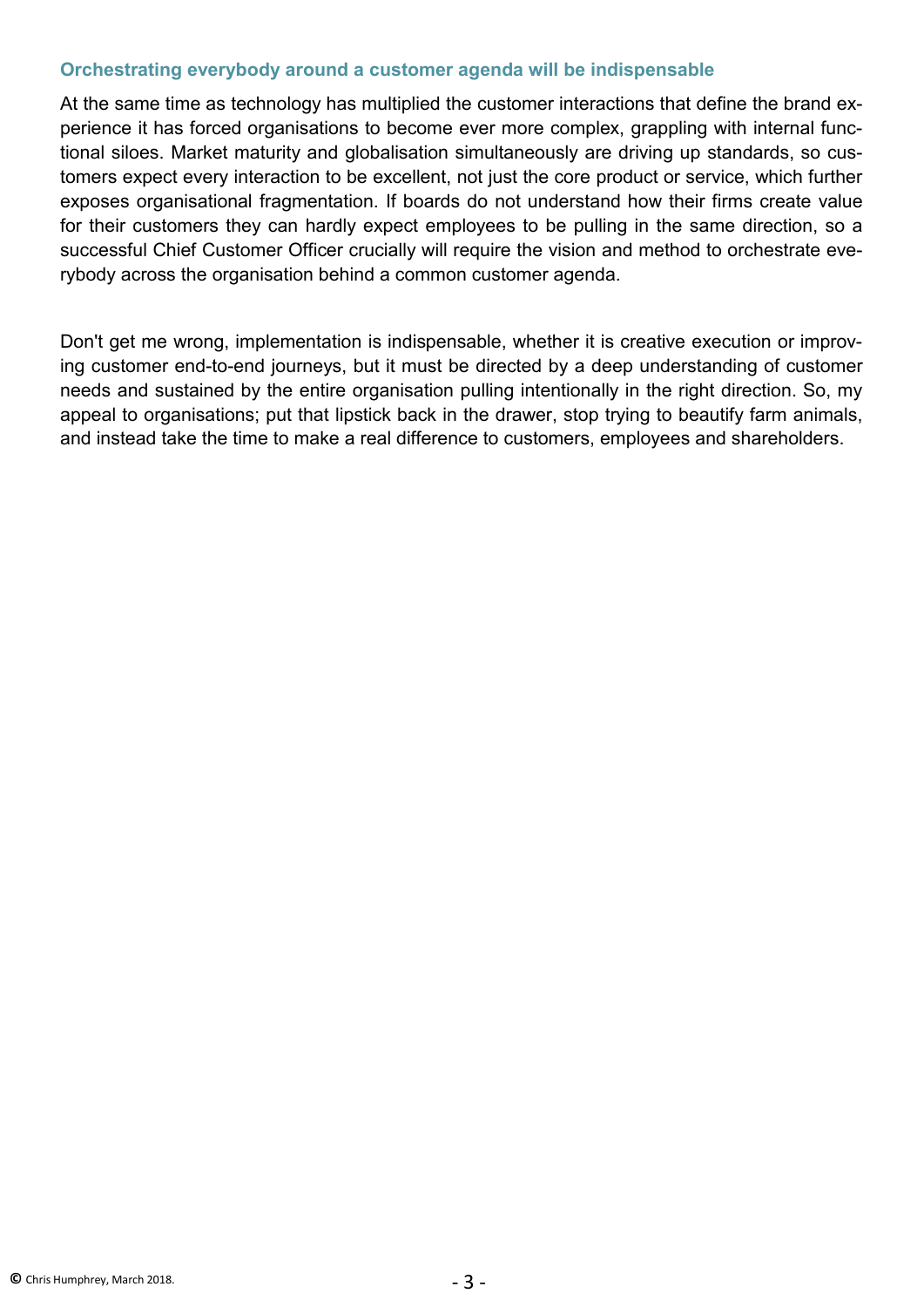### Orchestrating everybody around a customer agenda will be indispensable

At the same time as technology has multiplied the customer interactions that define the brand experience it has forced organisations to become ever more complex, grappling with internal functional siloes. Market maturity and globalisation simultaneously are driving up standards, so customers expect every interaction to be excellent, not just the core product or service, which further exposes organisational fragmentation. If boards do not understand how their firms create value for their customers they can hardly expect employees to be pulling in the same direction, so a successful Chief Customer Officer crucially will require the vision and method to orchestrate everybody across the organisation behind a common customer agenda.

Don't get me wrong, implementation is indispensable, whether it is creative execution or improving customer end-to-end journeys, but it must be directed by a deep understanding of customer needs and sustained by the entire organisation pulling intentionally in the right direction. So, my appeal to organisations; put that lipstick back in the drawer, stop trying to beautify farm animals, and instead take the time to make a real difference to customers, employees and shareholders.

© Chris Humphrey, March 2018.